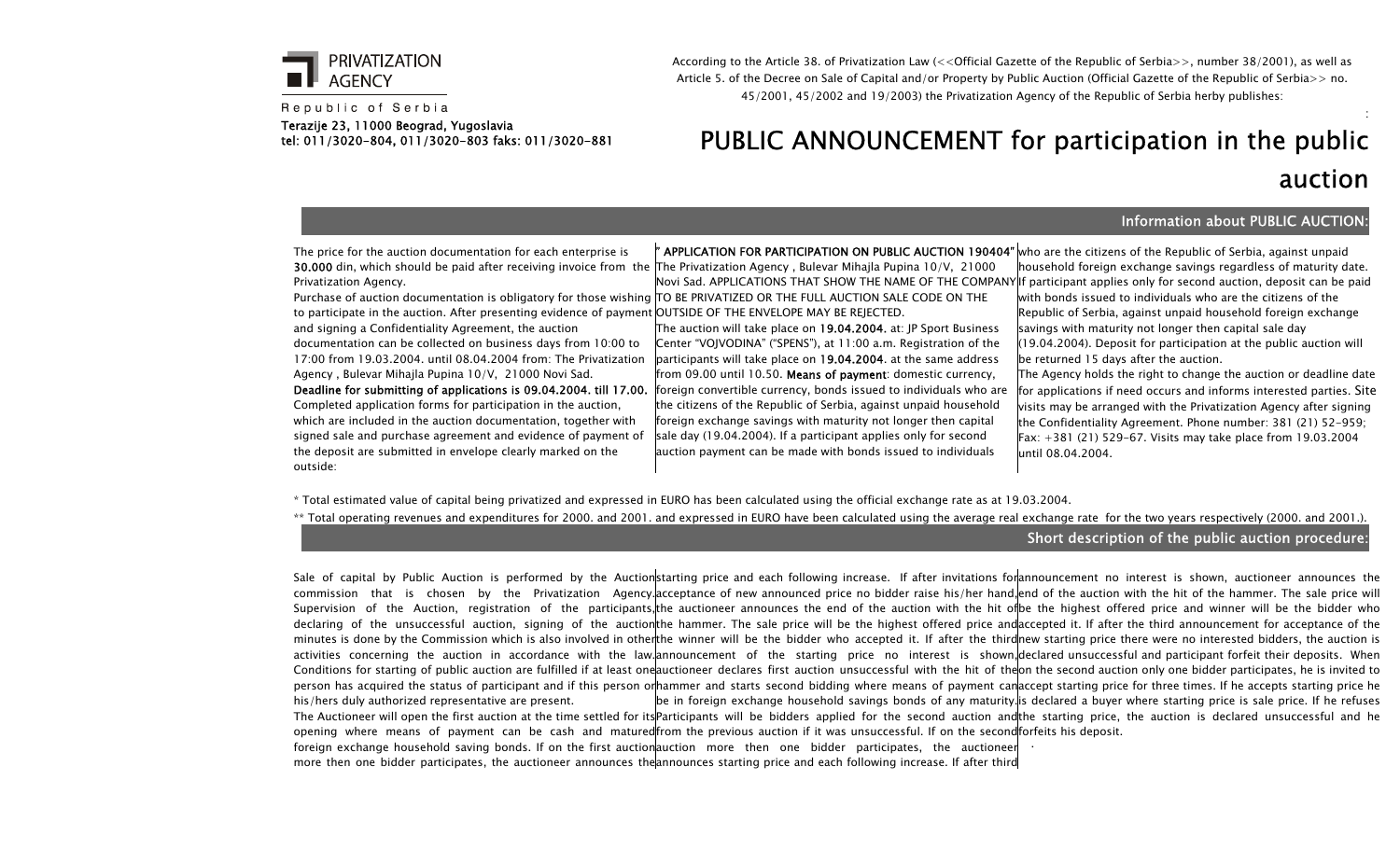PRIVATIZATION AGENCY

Republic of Serbia

Terazije 23, 11000 Beograd, Yugoslavia
tel: 011/3020-804, 011/3020-803 faks: 011/3020-881

According to the Article 38. of Privatization Law (<<Official Gazette of the Republic of Serbia>>, number 38/2001), as well as Article 5. of the Decree on Sale of Capital and/or Property by Public Auction (Official Gazette of the Republic of Serbia>> no. 45/2001, 45/2002 and 19/2003) the Privatization Agency of the Republic of Serbia herby publishes:

# PUBLIC ANNOUNCEMENT for participation in the public auction

## Information about PUBLIC AUCTION:

The price for the auction documentation for each enterprise is **30.000** din, which should be paid after receiving invoice from the Privatization Agency.

Purchase of auction documentation is obligatory for those wishing to participate in the auction. After presenting evidence of payment and signing a Confidentiality Agreement, the auction documentation can be collected on business days from 10:00 to 17:00 from 19.03.2004. until 08.04.2004 from: The Privatization Agency , Bulevar Mihajla Pupina 10/V, 21000 Novi Sad.

**Deadline for submitting of applications is 09.04.2004. till 17.00.** Completed application forms for participation in the auction, which are included in the auction documentation, together with signed sale and purchase agreement and evidence of payment of the deposit are submitted in envelope clearly marked on the outside:

**" APPLICATION FOR PARTICIPATION ON PUBLIC AUCTION 190404"** The Privatization Agency , Bulevar Mihajla Pupina 10/V, 21000 Novi Sad. APPLICATIONS THAT SHOW THE NAME OF THE COMPANY TO BE PRIVATIZED OR THE FULL AUCTION SALE CODE ON THE OUTSIDE OF THE ENVELOPE MAY BE REJECTED.

The auction will take place on **19.04.2004.** at: JP Sport Business Center "VOJVODINA" ("SPENS"), at 11:00 a.m. Registration of the participants will take place on **19.04.2004.** at the same address from 09.00 until 10.50. **Means of payment**: domestic currency, foreign convertible currency, bonds issued to individuals who are the citizens of the Republic of Serbia, against unpaid household foreign exchange savings with maturity not longer then capital sale day (19.04.2004). If a participant applies only for second auction payment can be made with bonds issued to individuals who are the citizens of the Republic of Serbia, against unpaid household foreign exchange savings regardless of maturity date. If participant applies only for second auction, deposit can be paid with bonds issued to individuals who are the citizens of the Republic of Serbia, against unpaid household foreign exchange savings with maturity not longer then capital sale day (19.04.2004). Deposit for participation at the public auction will be returned 15 days after the auction.

The Agency holds the right to change the auction or deadline date for applications if need occurs and informs interested parties. Site visits may be arranged with the Privatization Agency after signing the Confidentiality Agreement. Phone number: 381 (21) 52-959; Fax: +381 (21) 529-67. Visits may take place from 19.03.2004 until 08.04.2004.

\* Total estimated value of capital being privatized and expressed in EURO has been calculated using the official exchange rate as at 19.03.2004.

\*\* Total operating revenues and expenditures for 2000. and 2001. and expressed in EURO have been calculated using the average real exchange rate for the two years respectively (2000. and 2001.).

## Short description of the public auction procedure:

Sale of capital by Public Auction is performed by the Auction commission that is chosen by the Privatization Agency. Supervision of the Auction, registration of the participants, declaring of the unsuccessful auction, signing of the auction minutes is done by the Commission which is also involved in other activities concerning the auction in accordance with the law. Conditions for starting of public auction are fulfilled if at least one person has acquired the status of participant and if this person or his/hers duly authorized representative are present.

The Auctioneer will open the first auction at the time settled for its opening where means of payment can be cash and matured foreign exchange household saving bonds. If on the first auction more then one bidder participates, the auctioneer announces the starting price and each following increase. If after invitations for acceptance of new announced price no bidder raise his/her hand, the auctioneer announces the end of the auction with the hit of the hammer. The sale price will be the highest offered price and the winner will be the bidder who accepted it. If after the third announcement of the starting price no interest is shown, auctioneer declares first auction unsuccessful with the hit of the hammer and starts second bidding where means of payment can be in foreign exchange household savings bonds of any maturity. Participants will be bidders applied for the second auction and from the previous auction if it was unsuccessful. If on the second auction more then one bidder participates, the auctioneer announces starting price and each following increase. If after third announcement no interest is shown, auctioneer announces the end of the auction with the hit of the hammer. The sale price will be the highest offered price and winner will be the bidder who accepted it. If after the third announcement for acceptance of the new starting price there were no interested bidders, the auction is declared unsuccessful and participant forfeit their deposits. When on the second auction only one bidder participates, he is invited to accept starting price for three times. If he accepts starting price he is declared a buyer where starting price is sale price. If he refuses the starting price, the auction is declared unsuccessful and he forfeits his deposit.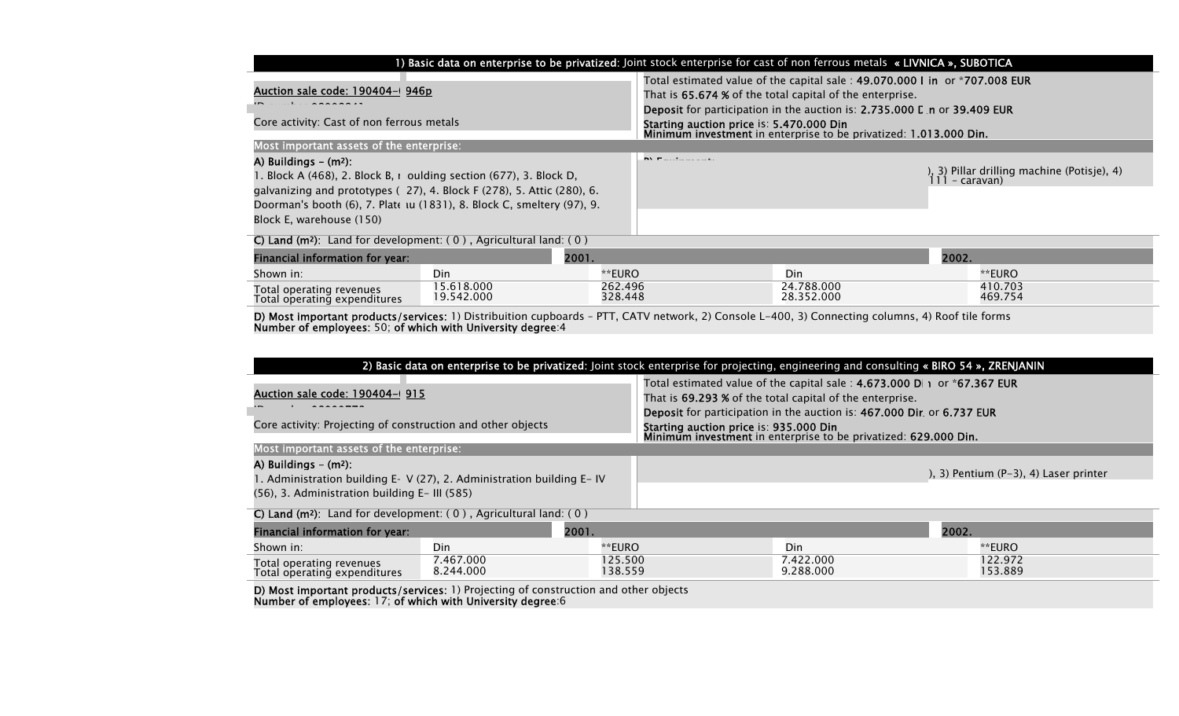## 1) Basic data on enterprise to be privatized: Joint stock enterprise for cast of non ferrous metals « LIVNICA », SUBOTICA

Auction sale code: 190404-( 946p

Core activity: Cast of non ferrous metals

Total estimated value of the capital sale : **49.070.000 I in** or ***707.008 EUR**
That is **65.674 %** of the total capital of the enterprise.
**Deposit** for participation in the auction is: **2.735.000 D n** or **39.409 EUR**
**Starting auction price** is: **5.470.000 Din**
**Minimum investment** in enterprise to be privatized: **1.013.000 Din.**

**Most important assets of the enterprise:**

**A) Buildings – (m²):**
1. Block A (468), 2. Block B, r oulding section (677), 3. Block D, galvanizing and prototypes ( 27), 4. Block F (278), 5. Attic (280), 6. Doorman's booth (6), 7. Plate u (1831), 8. Block C, smeltery (97), 9. Block E, warehouse (150)

), 3) Pillar drilling machine (Potisje), 4) 111 – caravan)

**C) Land (m²):** Land for development: ( 0 ) , Agricultural land: ( 0 )

| Financial information for year: | 2001. | | 2002. | |
|---|---|---|---|---|
| Shown in: | Din | **EURO | Din | **EURO |
| Total operating revenues | 15.618.000 | 262.496 | 24.788.000 | 410.703 |
| Total operating expenditures | 19.542.000 | 328.448 | 28.352.000 | 469.754 |

**D) Most important products/services:** 1) Distribuition cupboards – PTT, CATV network, 2) Console L-400, 3) Connecting columns, 4) Roof tile forms
**Number of employees:** 50; **of which with University degree**:4

## 2) Basic data on enterprise to be privatized: Joint stock enterprise for projecting, engineering and consulting « BIRO 54 », ZRENJANIN

Auction sale code: 190404-( 915

Core activity: Projecting of construction and other objects

Total estimated value of the capital sale : **4.673.000 Di** or ***67.367 EUR**
That is **69.293 %** of the total capital of the enterprise.
**Deposit** for participation in the auction is: **467.000 Dir** or **6.737 EUR**
**Starting auction price** is: **935.000 Din**
**Minimum investment** in enterprise to be privatized: **629.000 Din.**

**Most important assets of the enterprise:**

**A) Buildings – (m²):**
1. Administration building E- V (27), 2. Administration building E- IV (56), 3. Administration building E- III (585)

), 3) Pentium (P-3), 4) Laser printer

**C) Land (m²):** Land for development: ( 0 ) , Agricultural land: ( 0 )

| Financial information for year: | 2001. | | 2002. | |
|---|---|---|---|---|
| Shown in: | Din | **EURO | Din | **EURO |
| Total operating revenues | 7.467.000 | 125.500 | 7.422.000 | 122.972 |
| Total operating expenditures | 8.244.000 | 138.559 | 9.288.000 | 153.889 |

**D) Most important products/services:** 1) Projecting of construction and other objects
**Number of employees:** 17; **of which with University degree**:6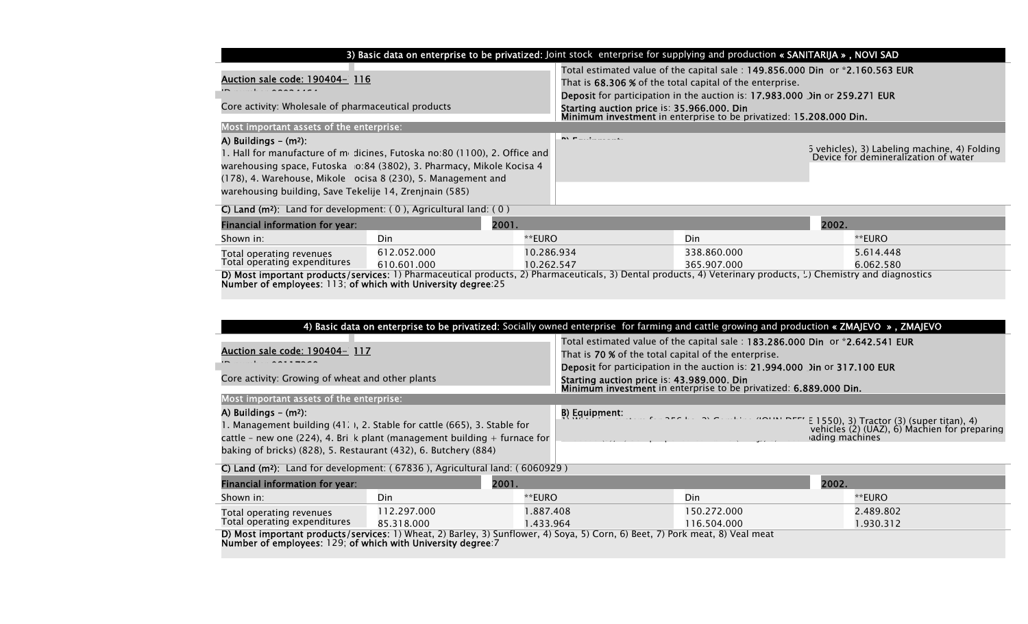**3) Basic data on enterprise to be privatized:** Joint stock enterprise for supplying and production **« SANITARIJA » , NOVI SAD**

Auction sale code: 190404- 116

Core activity: Wholesale of pharmaceutical products

Total estimated value of the capital sale : **149.856.000 Din** or ***2.160.563 EUR**
That is **68.306 %** of the total capital of the enterprise.
**Deposit** for participation in the auction is: **17.983.000 Din** or **259.271 EUR**
**Starting auction price** is: **35.966.000. Din**
**Minimum investment** in enterprise to be privatized: **15.208.000 Din.**

**Most important assets of the enterprise:**

**A) Buildings – (m²):**
1. Hall for manufacture of medicines, Futoska no:80 (1100), 2. Office and warehousing space, Futoska no:84 (3802), 3. Pharmacy, Mikole Kocisa 4 (178), 4. Warehouse, Mikole Kocisa 8 (230), 5. Management and warehousing building, Save Tekelije 14, Zrenjnain (585)

**B) Equipment:**
5 vehicles), 3) Labeling machine, 4) Folding Device for demineralization of water

**C) Land (m²):** Land for development: ( 0 ), Agricultural land: ( 0 )

| Financial information for year: | 2001. | | 2002. | |
|---|---|---|---|---|
| Shown in: | Din | **EURO | Din | **EURO |
| Total operating revenues | 612.052.000 | 10.286.934 | 338.860.000 | 5.614.448 |
| Total operating expenditures | 610.601.000 | 10.262.547 | 365.907.000 | 6.062.580 |

**D) Most important products/services**: 1) Pharmaceutical products, 2) Pharmaceuticals, 3) Dental products, 4) Veterinary products, 5) Chemistry and diagnostics
**Number of employees**: 113; **of which with University degree**:25

**4) Basic data on enterprise to be privatized:** Socially owned enterprise for farming and cattle growing and production **« ZMAJEVO » , ZMAJEVO**

Auction sale code: 190404- 117

Core activity: Growing of wheat and other plants

Total estimated value of the capital sale : **183.286.000 Din** or ***2.642.541 EUR**
That is **70 %** of the total capital of the enterprise.
**Deposit** for participation in the auction is: **21.994.000 Din** or **317.100 EUR**
**Starting auction price** is: **43.989.000. Din**
**Minimum investment** in enterprise to be privatized: **6.889.000 Din.**

**Most important assets of the enterprise:**

**A) Buildings – (m²):**
1. Management building (410), 2. Stable for cattle (665), 3. Stable for cattle – new one (224), 4. Brick plant (management building + furnace for baking of bricks) (828), 5. Restaurant (432), 6. Butchery (884)

**B) Equipment:**
E 1550), 3) Tractor (3) (super titan), 4) vehicles (2) (UAZ), 6) Machien for preparing loading machines

**C) Land (m²):** Land for development: ( 67836 ), Agricultural land: ( 6060929 )

| Financial information for year: | 2001. | | 2002. | |
|---|---|---|---|---|
| Shown in: | Din | **EURO | Din | **EURO |
| Total operating revenues | 112.297.000 | 1.887.408 | 150.272.000 | 2.489.802 |
| Total operating expenditures | 85.318.000 | 1.433.964 | 116.504.000 | 1.930.312 |

**D) Most important products/services**: 1) Wheat, 2) Barley, 3) Sunflower, 4) Soya, 5) Corn, 6) Beet, 7) Pork meat, 8) Veal meat
**Number of employees**: 129; **of which with University degree**:7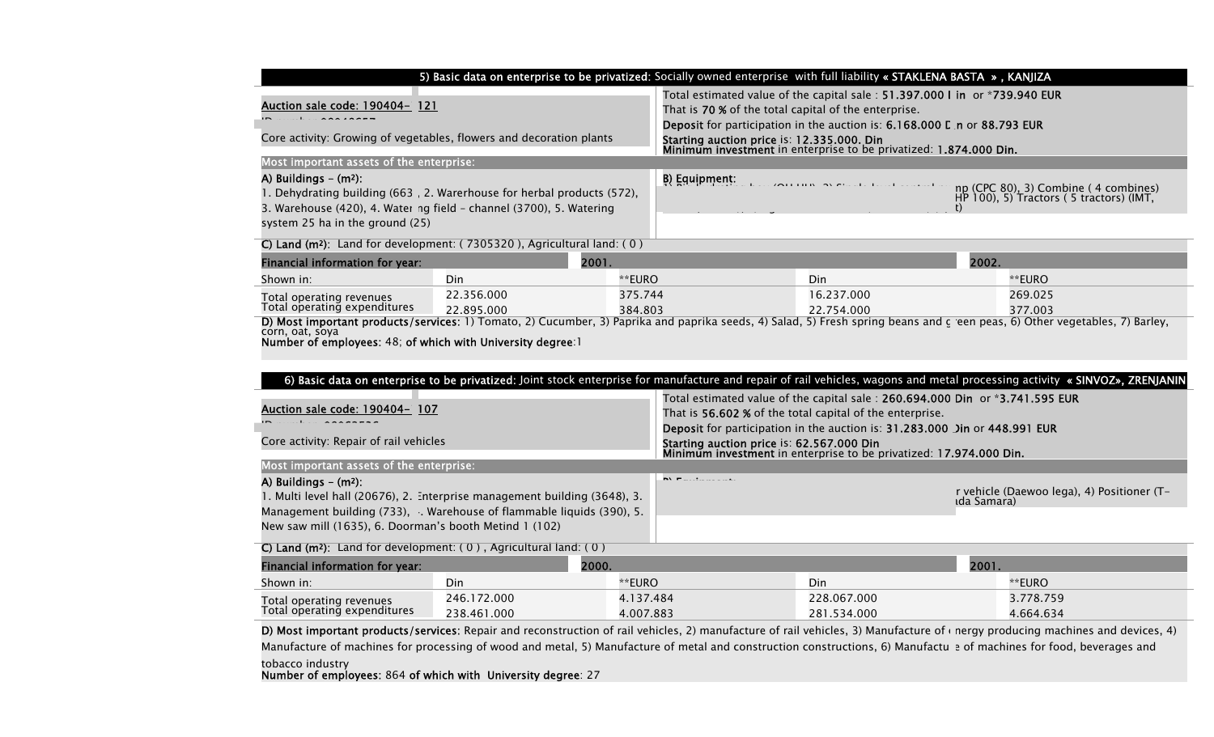**5) Basic data on enterprise to be privatized:** Socially owned enterprise with full liability « STAKLENA BASTA », KANJIZA

Auction sale code: 190404- 121

Core activity: Growing of vegetables, flowers and decoration plants

Total estimated value of the capital sale : **51.397.000 Din** or *** 739.940 EUR**
That is **70 %** of the total capital of the enterprise.
**Deposit** for participation in the auction is: **6.168.000 Din** or **88.793 EUR**
**Starting auction price** is: **12.335.000. Din**
**Minimum investment** in enterprise to be privatized: **1.874.000 Din.**

**Most important assets of the enterprise:**

**A) Buildings – (m²):**
1. Dehydrating building (663), 2. Warerhouse for herbal products (572), 3. Warehouse (420), 4. Watering field – channel (3700), 5. Watering system 25 ha in the ground (25)

**B) Equipment:**
... mp (CPC 80), 3) Combine ( 4 combines) HP 100), 5) Tractors ( 5 tractors) (IMT, ...t)

**C) Land (m²):** Land for development: ( 7305320 ), Agricultural land: ( 0 )

| Financial information for year: | 2001. | | 2002. | |
|---|---|---|---|---|
| Shown in: | Din | **EURO | Din | **EURO |
| Total operating revenues | 22.356.000 | 375.744 | 16.237.000 | 269.025 |
| Total operating expenditures | 22.895.000 | 384.803 | 22.754.000 | 377.003 |

**D) Most important products/services:** 1) Tomato, 2) Cucumber, 3) Paprika and paprika seeds, 4) Salad, 5) Fresh spring beans and green peas, 6) Other vegetables, 7) Barley, corn, oat, soya
**Number of employees:** 48; **of which with University degree**:1

**6) Basic data on enterprise to be privatized:** Joint stock enterprise for manufacture and repair of rail vehicles, wagons and metal processing activity **« SINVOZ», ZRENJANIN**

Auction sale code: 190404- 107

Core activity: Repair of rail vehicles

Total estimated value of the capital sale : **260.694.000 Din** or *** 3.741.595 EUR**
That is **56.602 %** of the total capital of the enterprise.
**Deposit** for participation in the auction is: **31.283.000 Din** or **448.991 EUR**
**Starting auction price** is: **62.567.000 Din**
**Minimum investment** in enterprise to be privatized: **17.974.000 Din.**

**Most important assets of the enterprise:**

**A) Buildings – (m²):**
1. Multi level hall (20676), 2. Enterprise management building (3648), 3. Management building (733), 4. Warehouse of flammable liquids (390), 5. New saw mill (1635), 6. Doorman's booth Metind 1 (102)

**B) Equipment:**
... r vehicle (Daewoo lega), 4) Positioner (T-... ada Samara)

**C) Land (m²):** Land for development: ( 0 ) , Agricultural land: ( 0 )

| Financial information for year: | 2000. | | 2001. | |
|---|---|---|---|---|
| Shown in: | Din | **EURO | Din | **EURO |
| Total operating revenues | 246.172.000 | 4.137.484 | 228.067.000 | 3.778.759 |
| Total operating expenditures | 238.461.000 | 4.007.883 | 281.534.000 | 4.664.634 |

**D) Most important products/services:** Repair and reconstruction of rail vehicles, 2) manufacture of rail vehicles, 3) Manufacture of energy producing machines and devices, 4) Manufacture of machines for processing of wood and metal, 5) Manufacture of metal and construction constructions, 6) Manufacture of machines for food, beverages and tobacco industry
**Number of employees:** 864 **of which with University degree**: 27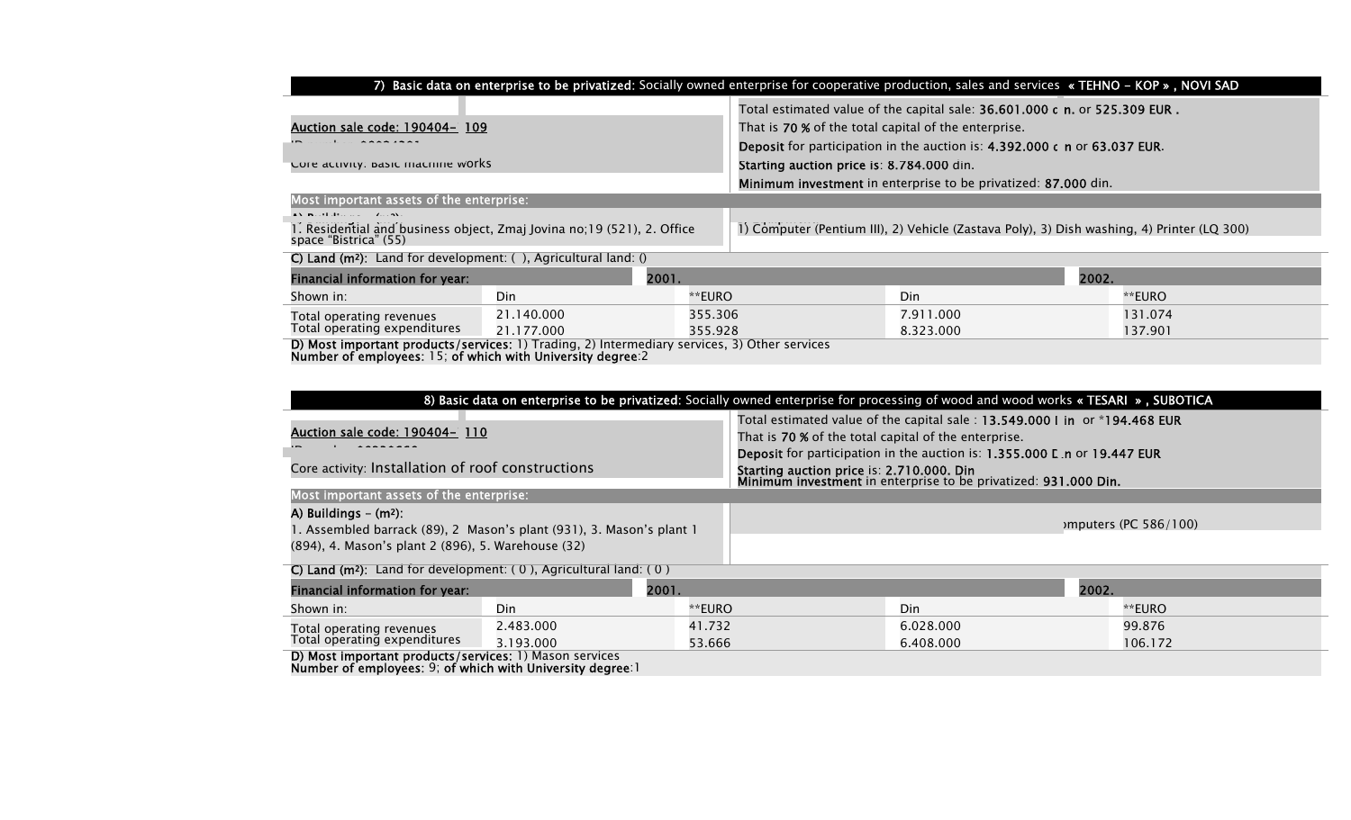**7) Basic data on enterprise to be privatized:** Socially owned enterprise for cooperative production, sales and services **« TEHNO - KOP » , NOVI SAD**

**Auction sale code: 190404- 109**

Core activity: Basic machine works

Total estimated value of the capital sale: **36.601.000 din.** or **525.309 EUR .**
That is **70 %** of the total capital of the enterprise.
**Deposit** for participation in the auction is: **4.392.000 din** or **63.037 EUR.**
**Starting auction price** is: **8.784.000** din.
**Minimum investment** in enterprise to be privatized: **87.000** din.

**Most important assets of the enterprise:**

1. Residential and business object, Zmaj Jovina no;19 (521), 2. Office space "Bistrica" (55)

1) Computer (Pentium III), 2) Vehicle (Zastava Poly), 3) Dish washing, 4) Printer (LQ 300)

**C) Land (m²):** Land for development: ( ), Agricultural land: ()

| Financial information for year: | 2001. | | 2002. | |
|---|---|---|---|---|
| Shown in: | Din | **EURO | Din | **EURO |
| Total operating revenues | 21.140.000 | 355.306 | 7.911.000 | 131.074 |
| Total operating expenditures | 21.177.000 | 355.928 | 8.323.000 | 137.901 |

**D) Most important products/services:** 1) Trading, 2) Intermediary services, 3) Other services
**Number of employees:** 15; **of which with University degree**:2

**8) Basic data on enterprise to be privatized:** Socially owned enterprise for processing of wood and wood works **« TESARI » , SUBOTICA**

**Auction sale code: 190404- 110**

Core activity: Installation of roof constructions

Total estimated value of the capital sale : **13.549.000 Din** or ***194.468 EUR**
That is **70 %** of the total capital of the enterprise.
**Deposit** for participation in the auction is: **1.355.000 Din** or **19.447 EUR**
**Starting auction price** is: **2.710.000. Din**
**Minimum investment** in enterprise to be privatized: **931.000 Din.**

**Most important assets of the enterprise:**

**A) Buildings - (m²):**
1. Assembled barrack (89), 2 Mason's plant (931), 3. Mason's plant 1 (894), 4. Mason's plant 2 (896), 5. Warehouse (32)

Computers (PC 586/100)

**C) Land (m²):** Land for development: ( 0 ), Agricultural land: ( 0 )

| Financial information for year: | 2001. | | 2002. | |
|---|---|---|---|---|
| Shown in: | Din | **EURO | Din | **EURO |
| Total operating revenues | 2.483.000 | 41.732 | 6.028.000 | 99.876 |
| Total operating expenditures | 3.193.000 | 53.666 | 6.408.000 | 106.172 |

**D) Most important products/services:** 1) Mason services
**Number of employees:** 9; **of which with University degree**:1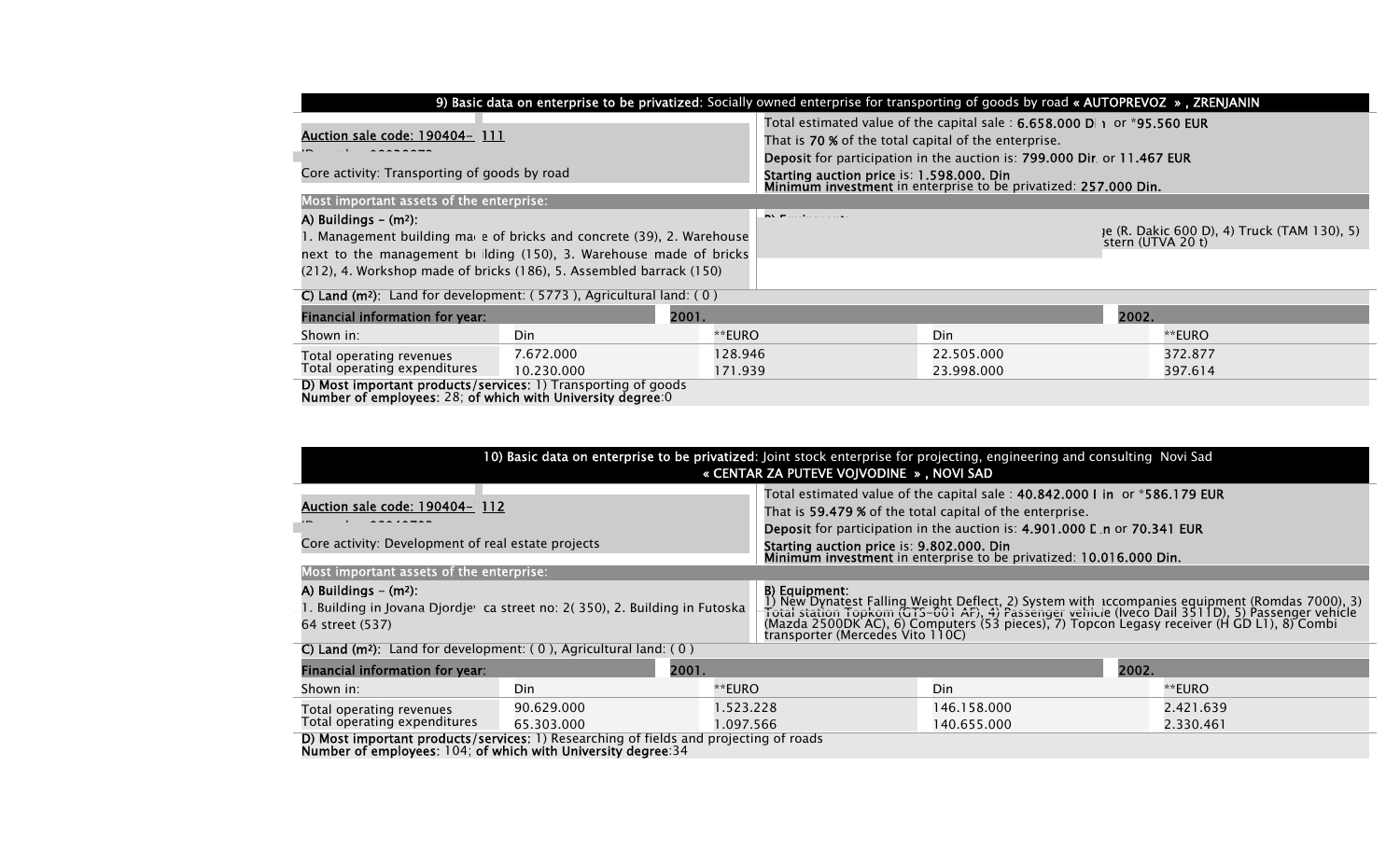## 9) Basic data on enterprise to be privatized: Socially owned enterprise for transporting of goods by road « AUTOPREVOZ » , ZRENJANIN

**Auction sale code: 190404- 111**

Core activity: Transporting of goods by road

Total estimated value of the capital sale : **6.658.000 D** or *****95.560 EUR**
That is **70 %** of the total capital of the enterprise.
**Deposit** for participation in the auction is: **799.000 Din** or **11.467 EUR**
**Starting auction price** is: **1.598.000. Din**
**Minimum investment** in enterprise to be privatized: **257.000 Din.**

**Most important assets of the enterprise:**

**A) Buildings – (m²):**
1. Management building ma e of bricks and concrete (39), 2. Warehouse next to the management bu lding (150), 3. Warehouse made of bricks (212), 4. Workshop made of bricks (186), 5. Assembled barrack (150)

**B) Equipment:**
...ge (R. Dakic 600 D), 4) Truck (TAM 130), 5) ...stern (UTVA 20 t)

**C) Land (m²):** Land for development: ( 5773 ), Agricultural land: ( 0 )

| Financial information for year: | 2001. | | 2002. | |
|---|---|---|---|---|
| Shown in: | Din | **EURO | Din | **EURO |
| Total operating revenues | 7.672.000 | 128.946 | 22.505.000 | 372.877 |
| Total operating expenditures | 10.230.000 | 171.939 | 23.998.000 | 397.614 |

**D) Most important products/services:** 1) Transporting of goods
**Number of employees:** 28; **of which with University degree**:0

## 10) Basic data on enterprise to be privatized: Joint stock enterprise for projecting, engineering and consulting Novi Sad « CENTAR ZA PUTEVE VOJVODINE » , NOVI SAD

**Auction sale code: 190404- 112**

Core activity: Development of real estate projects

Total estimated value of the capital sale : **40.842.000 Din** or *****586.179 EUR**
That is **59.479 %** of the total capital of the enterprise.
**Deposit** for participation in the auction is: **4.901.000 Din** or **70.341 EUR**
**Starting auction price** is: **9.802.000. Din**
**Minimum investment** in enterprise to be privatized: **10.016.000 Din.**

**Most important assets of the enterprise:**

**A) Buildings – (m²):**
1. Building in Jovana Djordjev ca street no: 2( 350), 2. Building in Futoska 64 street (537)

**B) Equipment:**
1) New Dynatest Falling Weight Deflect, 2) System with accompanies equipment (Romdas 7000), 3) Total station Topkom (GTS-601 AF), 4) Passenger vehicle (Iveco Dail 3511D), 5) Passenger vehicle (Mazda 2500DK AC), 6) Computers (53 pieces), 7) Topcon Legasy receiver (H GD L1), 8) Combi transporter (Mercedes Vito 110C)

**C) Land (m²):** Land for development: ( 0 ), Agricultural land: ( 0 )

| Financial information for year: | 2001. | | 2002. | |
|---|---|---|---|---|
| Shown in: | Din | **EURO | Din | **EURO |
| Total operating revenues | 90.629.000 | 1.523.228 | 146.158.000 | 2.421.639 |
| Total operating expenditures | 65.303.000 | 1.097.566 | 140.655.000 | 2.330.461 |

**D) Most important products/services:** 1) Researching of fields and projecting of roads
**Number of employees:** 104; **of which with University degree**:34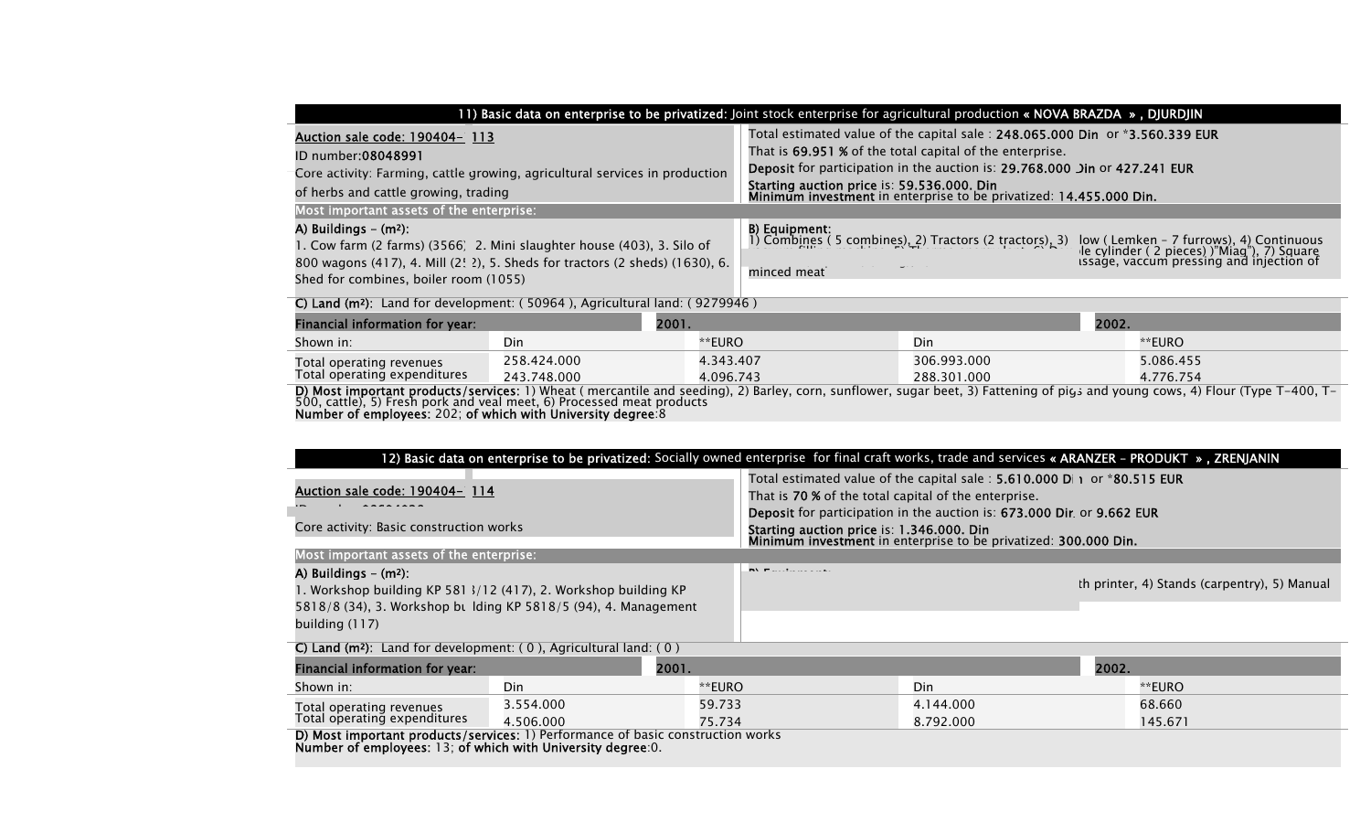**11) Basic data on enterprise to be privatized:** Joint stock enterprise for agricultural production **« NOVA BRAZDA », DJURDJIN**

**Auction sale code: 190404- 113**
ID number:**08048991**
Core activity: Farming, cattle growing, agricultural services in production of herbs and cattle growing, trading

Total estimated value of the capital sale : **248.065.000 Din** or ***3.560.339 EUR**
That is **69.951 %** of the total capital of the enterprise.
**Deposit** for participation in the auction is: **29.768.000 Din** or **427.241 EUR**
**Starting auction price** is: **59.536.000. Din**
**Minimum investment** in enterprise to be privatized: **14.455.000 Din.**

**Most important assets of the enterprise:**

**A) Buildings – (m²):**
1. Cow farm (2 farms) (3566), 2. Mini slaughter house (403), 3. Silo of 800 wagons (417), 4. Mill (2! 2), 5. Sheds for tractors (2 sheds) (1630), 6. Shed for combines, boiler room (1055)

**B) Equipment:**
1) Combines ( 5 combines), 2) Tractors (2 tractors), 3) low ( Lemken – 7 furrows), 4) Continuous ... le cylinder ( 2 pieces) )"Miag"), 7) Square ... ssage, vaccum pressing and injection of minced meat

**C) Land (m²):** Land for development: ( 50964 ), Agricultural land: ( 9279946 )

| **Financial information for year:** | **2001.** | | **2002.** | |
|---|---|---|---|---|
| Shown in: | Din | **EURO | Din | **EURO |
| Total operating revenues | 258.424.000 | 4.343.407 | 306.993.000 | 5.086.455 |
| Total operating expenditures | 243.748.000 | 4.096.743 | 288.301.000 | 4.776.754 |

**D) Most important products/services:** 1) Wheat ( mercantile and seeding), 2) Barley, corn, sunflower, sugar beet, 3) Fattening of pigs and young cows, 4) Flour (Type T-400, T-500, cattle), 5) Fresh pork and veal meet, 6) Processed meat products
**Number of employees:** 202; **of which with University degree**:8

**12) Basic data on enterprise to be privatized:** Socially owned enterprise for final craft works, trade and services **« ARANZER – PRODUKT », ZRENJANIN**

**Auction sale code: 190404- 114**
Core activity: Basic construction works

Total estimated value of the capital sale : **5.610.000 Din** or ***80.515 EUR**
That is **70 %** of the total capital of the enterprise.
**Deposit** for participation in the auction is: **673.000 Din** or **9.662 EUR**
**Starting auction price** is: **1.346.000. Din**
**Minimum investment** in enterprise to be privatized: **300.000 Din.**

**Most important assets of the enterprise:**

**A) Buildings – (m²):**
1. Workshop building KP 5818/12 (417), 2. Workshop building KP 5818/8 (34), 3. Workshop building KP 5818/5 (94), 4. Management building (117)

**B) Equipment:**
... th printer, 4) Stands (carpentry), 5) Manual

**C) Land (m²):** Land for development: ( 0 ), Agricultural land: ( 0 )

| **Financial information for year:** | **2001.** | | **2002.** | |
|---|---|---|---|---|
| Shown in: | Din | **EURO | Din | **EURO |
| Total operating revenues | 3.554.000 | 59.733 | 4.144.000 | 68.660 |
| Total operating expenditures | 4.506.000 | 75.734 | 8.792.000 | 145.671 |

**D) Most important products/services:** 1) Performance of basic construction works
**Number of employees:** 13; **of which with University degree**:0.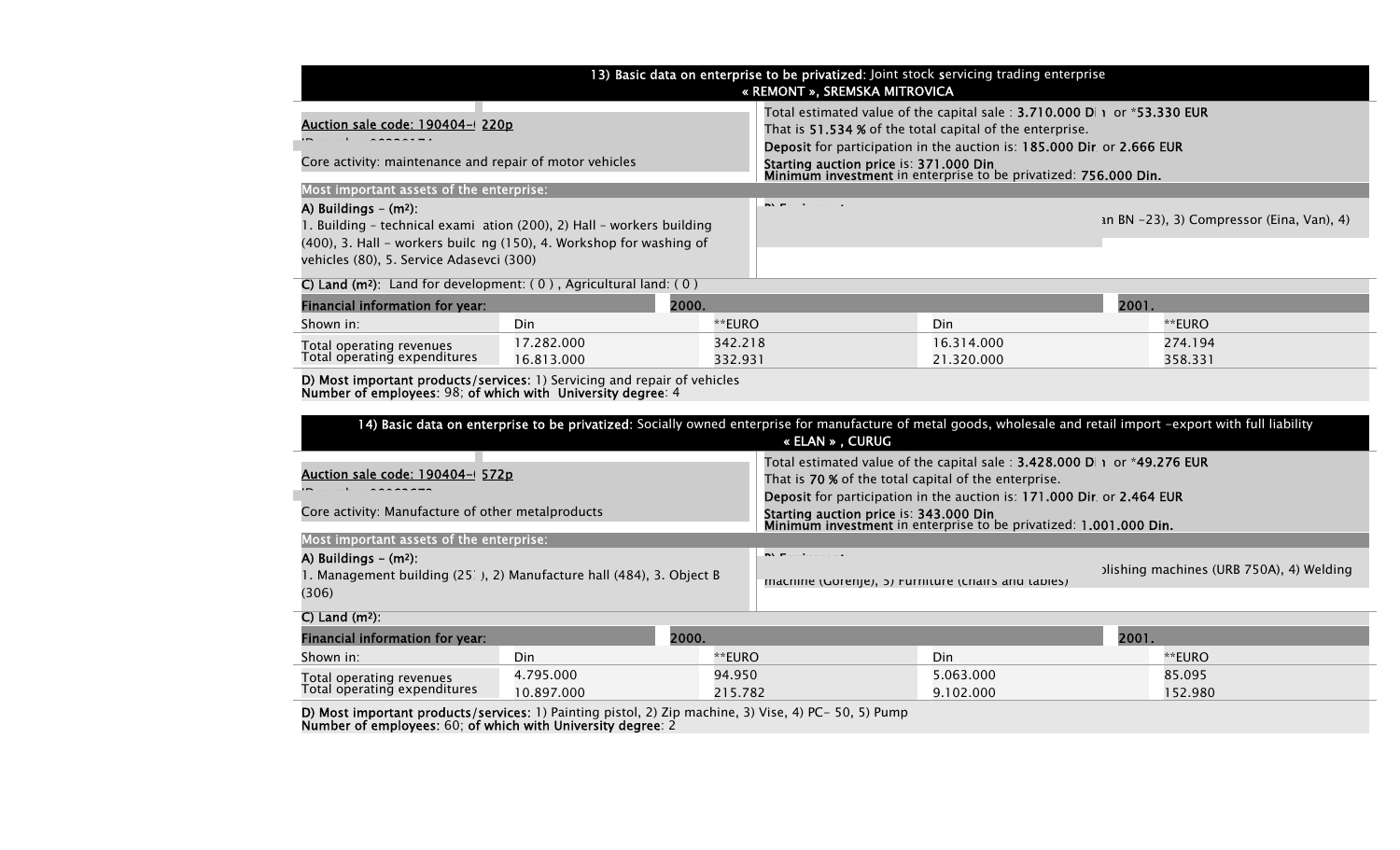### 13) Basic data on enterprise to be privatized: Joint stock servicing trading enterprise « REMONT », SREMSKA MITROVICA

Auction sale code: 190404-( 220p

Core activity: maintenance and repair of motor vehicles

Total estimated value of the capital sale : **3.710.000 Di** or ***53.330 EUR**
That is **51.534 %** of the total capital of the enterprise.
**Deposit** for participation in the auction is: **185.000 Dir** or **2.666 EUR**
**Starting auction price** is: **371.000 Din.**
**Minimum investment** in enterprise to be privatized: **756.000 Din.**

**Most important assets of the enterprise:**

**A) Buildings – (m²):**
1. Building – technical exami ation (200), 2) Hall – workers building (400), 3. Hall – workers builc ng (150), 4. Workshop for washing of vehicles (80), 5. Service Adasevci (300)

an BN –23), 3) Compressor (Eina, Van), 4)

**C) Land (m²):** Land for development: ( 0 ) , Agricultural land: ( 0 )

| Financial information for year: | 2000. | | 2001. | |
|---|---|---|---|---|
| Shown in: | Din | **EURO | Din | **EURO |
| Total operating revenues | 17.282.000 | 342.218 | 16.314.000 | 274.194 |
| Total operating expenditures | 16.813.000 | 332.931 | 21.320.000 | 358.331 |

**D) Most important products/services:** 1) Servicing and repair of vehicles
**Number of employees:** 98; **of which with University degree**: 4

### 14) Basic data on enterprise to be privatized: Socially owned enterprise for manufacture of metal goods, wholesale and retail import –export with full liability « ELAN » , CURUG

Auction sale code: 190404-( 572p

Core activity: Manufacture of other metalproducts

Total estimated value of the capital sale : **3.428.000 Di** or ***49.276 EUR**
That is **70 %** of the total capital of the enterprise.
**Deposit** for participation in the auction is: **171.000 Dir** or **2.464 EUR**
**Starting auction price** is: **343.000 Din.**
**Minimum investment** in enterprise to be privatized: **1.001.000 Din.**

**Most important assets of the enterprise:**

**A) Buildings – (m²):**
1. Management building (25' ), 2) Manufacture hall (484), 3. Object B (306)

olishing machines (URB 750A), 4) Welding machine (Gorenje), 5) Furniture (chairs and tables)

**C) Land (m²):**

| Financial information for year: | 2000. | | 2001. | |
|---|---|---|---|---|
| Shown in: | Din | **EURO | Din | **EURO |
| Total operating revenues | 4.795.000 | 94.950 | 5.063.000 | 85.095 |
| Total operating expenditures | 10.897.000 | 215.782 | 9.102.000 | 152.980 |

**D) Most important products/services:** 1) Painting pistol, 2) Zip machine, 3) Vise, 4) PC- 50, 5) Pump
**Number of employees:** 60; **of which with University degree**: 2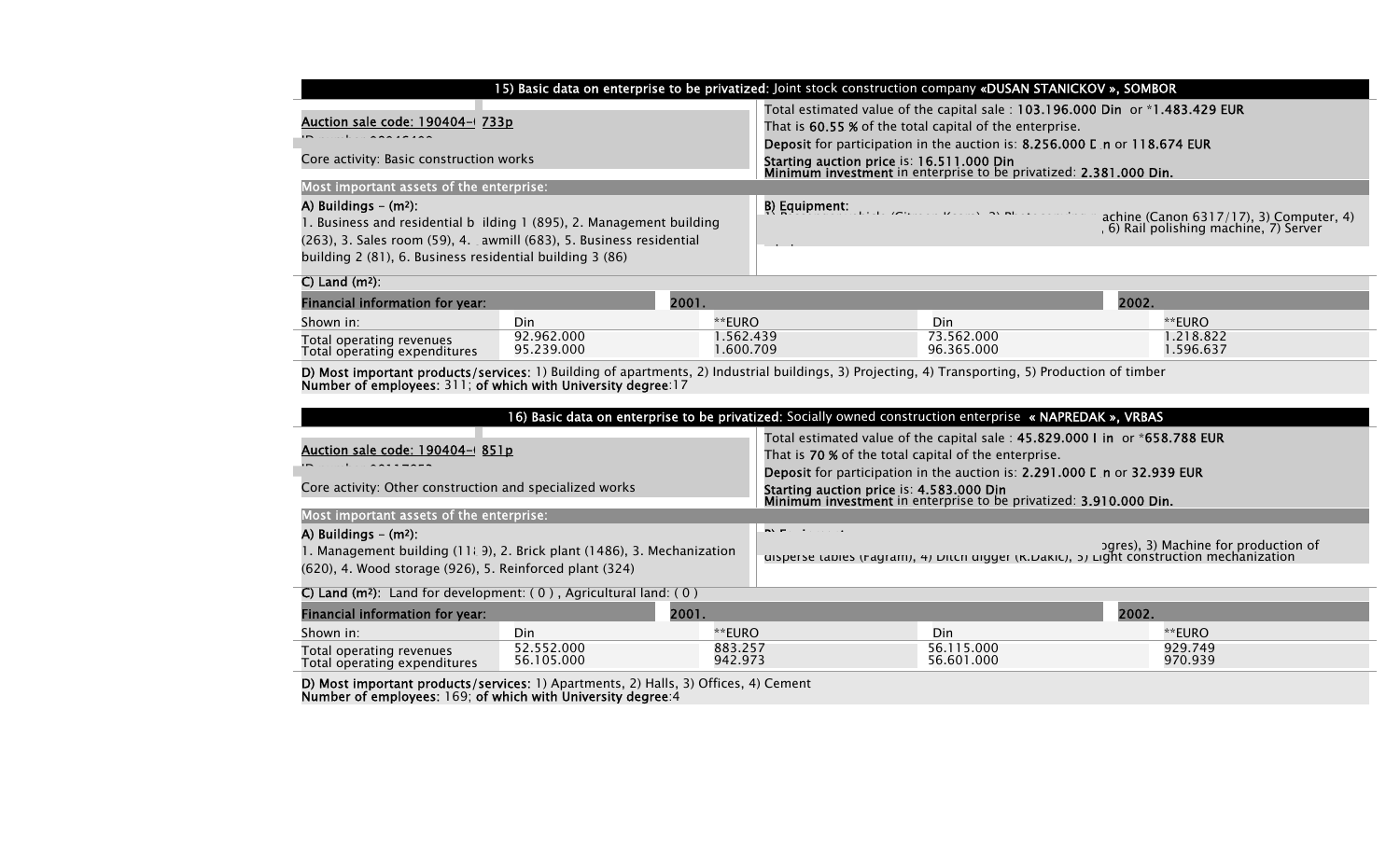## 15) Basic data on enterprise to be privatized: Joint stock construction company «DUSAN STANICKOV », SOMBOR

Auction sale code: 190404-( 733p

Core activity: Basic construction works

Total estimated value of the capital sale : **103.196.000 Din** or ***1.483.429 EUR**
That is **60.55 %** of the total capital of the enterprise.
**Deposit** for participation in the auction is: **8.256.000 D n** or **118.674 EUR**
**Starting auction price** is: **16.511.000 Din**
**Minimum investment** in enterprise to be privatized: **2.381.000 Din.**

**Most important assets of the enterprise:**

**A) Buildings – (m²):**
1. Business and residential b ilding 1 (895), 2. Management building (263), 3. Sales room (59), 4. awmill (683), 5. Business residential building 2 (81), 6. Business residential building 3 (86)

**B) Equipment:**
achine (Canon 6317/17), 3) Computer, 4) , 6) Rail polishing machine, 7) Server

**C) Land (m²):**

| Financial information for year: | 2001. | | 2002. | |
|---|---|---|---|---|
| Shown in: | Din | **EURO | Din | **EURO |
| Total operating revenues | 92.962.000 | 1.562.439 | 73.562.000 | 1.218.822 |
| Total operating expenditures | 95.239.000 | 1.600.709 | 96.365.000 | 1.596.637 |

**D) Most important products/services:** 1) Building of apartments, 2) Industrial buildings, 3) Projecting, 4) Transporting, 5) Production of timber
**Number of employees**: 311; **of which with University degree**:17

## 16) Basic data on enterprise to be privatized: Socially owned construction enterprise « NAPREDAK », VRBAS

Auction sale code: 190404-( 851p

Core activity: Other construction and specialized works

Total estimated value of the capital sale : **45.829.000 I in** or ***658.788 EUR**
That is **70 %** of the total capital of the enterprise.
**Deposit** for participation in the auction is: **2.291.000 D n** or **32.939 EUR**
**Starting auction price** is: **4.583.000 Din**
**Minimum investment** in enterprise to be privatized: **3.910.000 Din.**

**Most important assets of the enterprise:**

**A) Buildings – (m²):**
1. Management building (11 9), 2. Brick plant (1486), 3. Mechanization (620), 4. Wood storage (926), 5. Reinforced plant (324)

**B) Equipment:**
ogres), 3) Machine for production of disperse tables (Fagram), 4) Ditch digger (K.Dakic), 5) Light construction mechanization

**C) Land (m²):** Land for development: ( 0 ) , Agricultural land: ( 0 )

| Financial information for year: | 2001. | | 2002. | |
|---|---|---|---|---|
| Shown in: | Din | **EURO | Din | **EURO |
| Total operating revenues | 52.552.000 | 883.257 | 56.115.000 | 929.749 |
| Total operating expenditures | 56.105.000 | 942.973 | 56.601.000 | 970.939 |

**D) Most important products/services:** 1) Apartments, 2) Halls, 3) Offices, 4) Cement
**Number of employees**: 169; **of which with University degree**:4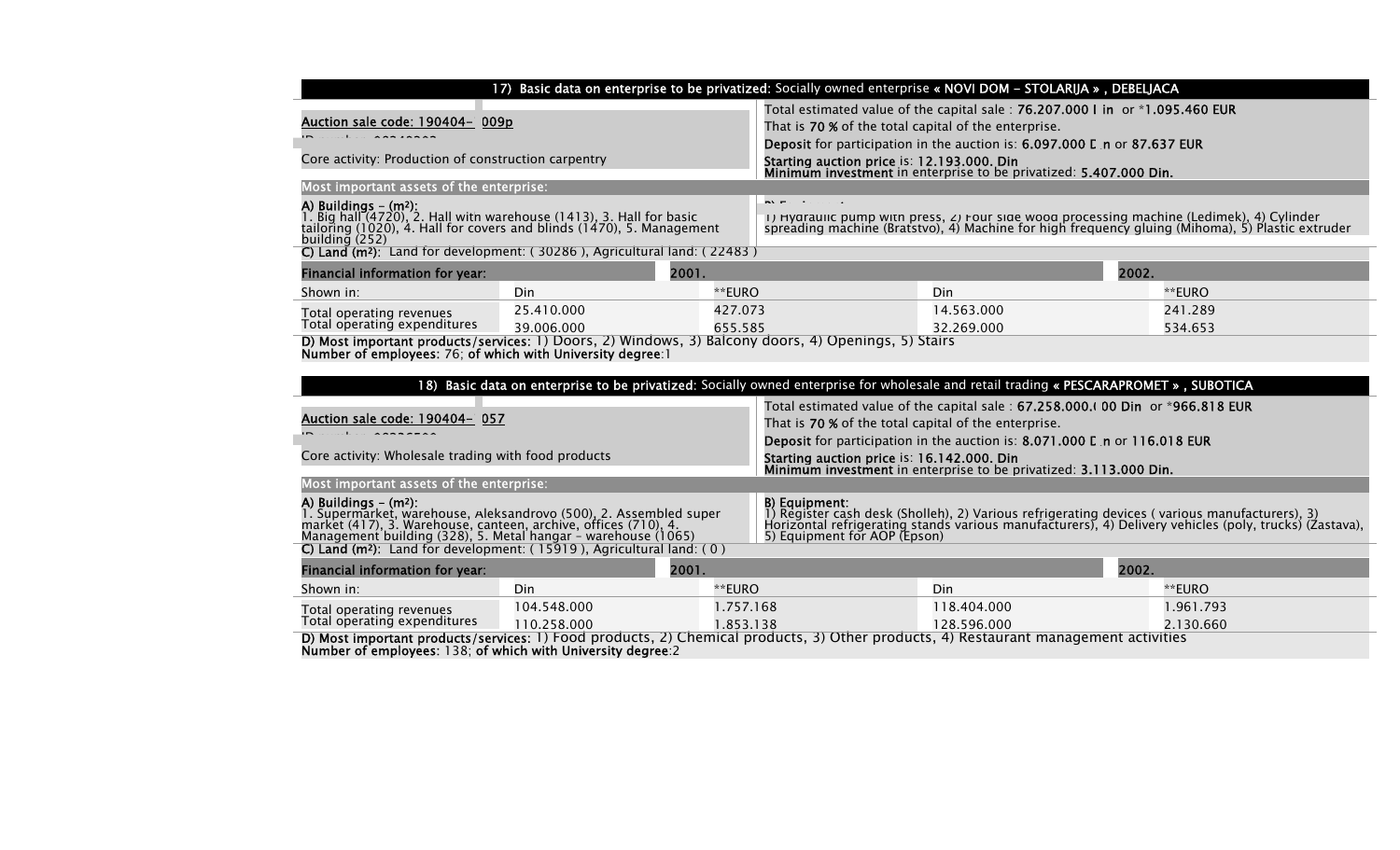## 17) Basic data on enterprise to be privatized: Socially owned enterprise « NOVI DOM – STOLARIJA » , DEBELJACA

**Auction sale code: 190404- 009p**

Core activity: Production of construction carpentry

Total estimated value of the capital sale : **76.207.000 Din** or *1.095.460 EUR

That is **70 %** of the total capital of the enterprise.

**Deposit** for participation in the auction is: **6.097.000 Din** or **87.637 EUR**

**Starting auction price** is: **12.193.000. Din**

**Minimum investment** in enterprise to be privatized: **5.407.000 Din.**

**Most important assets of the enterprise:**

**A) Buildings – (m²):**
1. Big hall (4720), 2. Hall with warehouse (1413), 3. Hall for basic tailoring (1020), 4. Hall for covers and blinds (1470), 5. Management building (252)

**B) Equipment:**
1) Hydraulic pump with press, 2) Four side wood processing machine (Ledimek), 4) Cylinder spreading machine (Bratstvo), 4) Machine for high frequency gluing (Mihoma), 5) Plastic extruder

**C) Land (m²):** Land for development: ( 30286 ), Agricultural land: ( 22483 )

| Financial information for year: | 2001. | | 2002. | |
|---|---|---|---|---|
| Shown in: | Din | **EURO | Din | **EURO |
| Total operating revenues | 25.410.000 | 427.073 | 14.563.000 | 241.289 |
| Total operating expenditures | 39.006.000 | 655.585 | 32.269.000 | 534.653 |

**D) Most important products/services:** 1) Doors, 2) Windows, 3) Balcony doors, 4) Openings, 5) Stairs

**Number of employees:** 76; **of which with University degree**:1

## 18) Basic data on enterprise to be privatized: Socially owned enterprise for wholesale and retail trading « PESCARAPROMET » , SUBOTICA

**Auction sale code: 190404- 057**

Core activity: Wholesale trading with food products

Total estimated value of the capital sale : **67.258.000.00 Din** or ***966.818 EUR**

That is **70 %** of the total capital of the enterprise.

**Deposit** for participation in the auction is: **8.071.000 Din** or **116.018 EUR**

**Starting auction price** is: **16.142.000. Din**

**Minimum investment** in enterprise to be privatized: **3.113.000 Din.**

**Most important assets of the enterprise:**

**A) Buildings – (m²):**
1. Supermarket, warehouse, Aleksandrovo (500), 2. Assembled super market (417), 3. Warehouse, canteen, archive, offices (710), 4. Management building (328), 5. Metal hangar – warehouse (1065)

**B) Equipment:**
1) Register cash desk (Sholleh), 2) Various refrigerating devices ( various manufacturers), 3) Horizontal refrigerating stands various manufacturers), 4) Delivery vehicles (poly, trucks) (Zastava), 5) Equipment for AOP (Epson)

**C) Land (m²):** Land for development: ( 15919 ), Agricultural land: ( 0 )

| Financial information for year: | 2001. | | 2002. | |
|---|---|---|---|---|
| Shown in: | Din | **EURO | Din | **EURO |
| Total operating revenues | 104.548.000 | 1.757.168 | 118.404.000 | 1.961.793 |
| Total operating expenditures | 110.258.000 | 1.853.138 | 128.596.000 | 2.130.660 |

**D) Most important products/services:** 1) Food products, 2) Chemical products, 3) Other products, 4) Restaurant management activities

**Number of employees**: 138; **of which with University degree**:2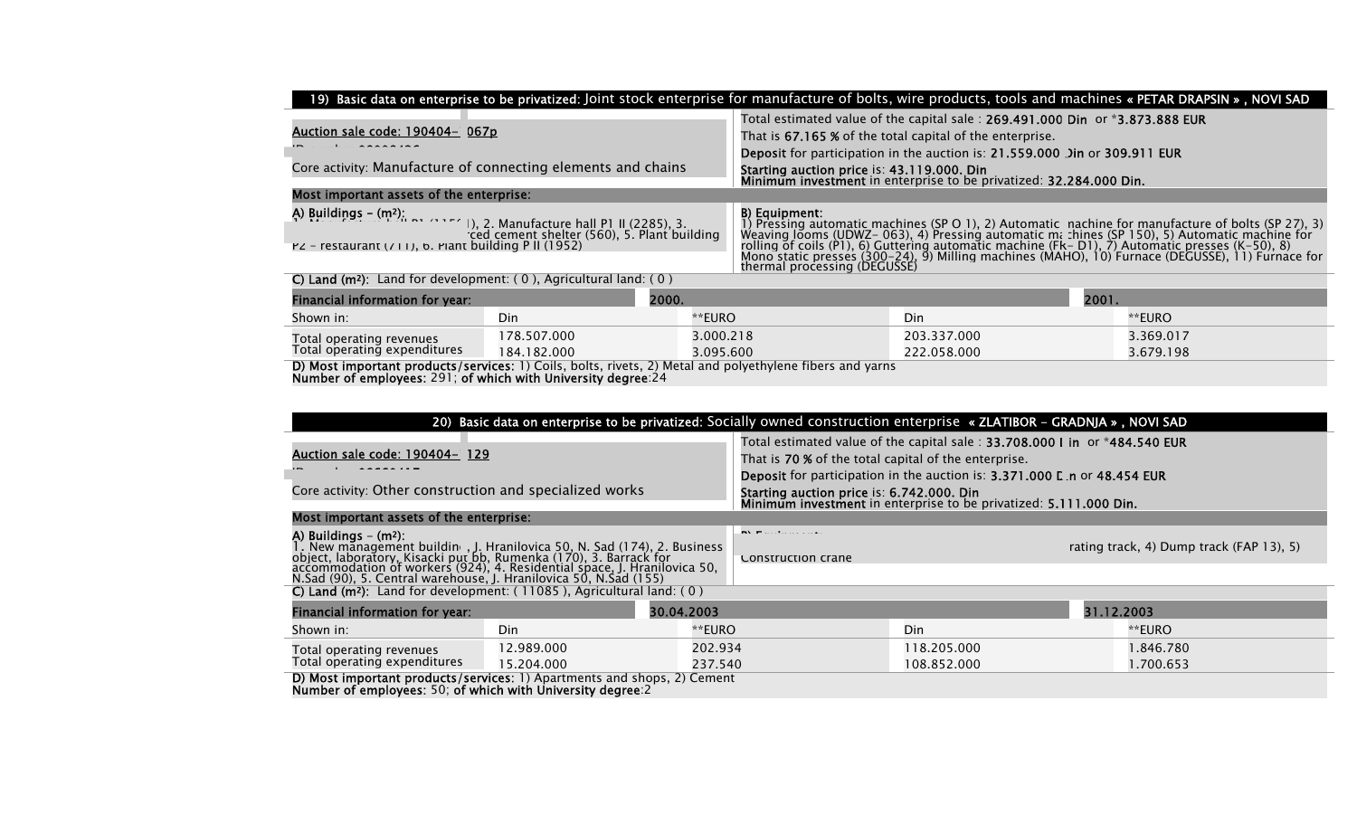## 19) Basic data on enterprise to be privatized: Joint stock enterprise for manufacture of bolts, wire products, tools and machines « PETAR DRAPSIN » , NOVI SAD

Auction sale code: 190404- 067p

Core activity: Manufacture of connecting elements and chains

Total estimated value of the capital sale : 269.491.000 Din or *3.873.888 EUR

That is 67.165 % of the total capital of the enterprise.

Deposit for participation in the auction is: 21.559.000 Din or 309.911 EUR

Starting auction price is: 43.119.000. Din

Minimum investment in enterprise to be privatized: 32.284.000 Din.

**Most important assets of the enterprise:**

A) Buildings – (m²): 1) ... (115...), 2. Manufacture hall P1 II (2285), 3. ...ced cement shelter (560), 5. Plant building P2 - restaurant (711), 6. Plant building P II (1952)

B) Equipment: 1) Pressing automatic machines (SP O 1), 2) Automatic machine for manufacture of bolts (SP 27), 3) Weaving looms (UDWZ- 063), 4) Pressing automatic machines (SP 150), 5) Automatic machine for rolling of coils (P1), 6) Guttering automatic machine (Fk- D1), 7) Automatic presses (K-50), 8) Mono static presses (300–24), 9) Milling machines (MAHO), 10) Furnace (DEGUSSE), 11) Furnace for thermal processing (DEGUSSE)

C) Land (m²): Land for development: ( 0 ), Agricultural land: ( 0 )

| Financial information for year: | 2000. | | 2001. | |
|---|---|---|---|---|
| Shown in: | Din | **EURO | Din | **EURO |
| Total operating revenues | 178.507.000 | 3.000.218 | 203.337.000 | 3.369.017 |
| Total operating expenditures | 184.182.000 | 3.095.600 | 222.058.000 | 3.679.198 |

D) Most important products/services: 1) Coils, bolts, rivets, 2) Metal and polyethylene fibers and yarns

Number of employees: 291; of which with University degree:24

## 20) Basic data on enterprise to be privatized: Socially owned construction enterprise « ZLATIBOR – GRADNJA » , NOVI SAD

Auction sale code: 190404- 129

Core activity: Other construction and specialized works

Total estimated value of the capital sale : 33.708.000 Din or *484.540 EUR

That is 70 % of the total capital of the enterprise.

Deposit for participation in the auction is: 3.371.000 Din or 48.454 EUR

Starting auction price is: 6.742.000. Din

Minimum investment in enterprise to be privatized: 5.111.000 Din.

**Most important assets of the enterprise:**

A) Buildings – (m²): 1. New management building, J. Hranilovica 50, N. Sad (174), 2. Business object, laboratory, Kisacki put bb, Rumenka (170), 3. Barrack for accommodation of workers (924), 4. Residential space, J. Hranilovica 50, N.Sad (90), 5. Central warehouse, J. Hranilovica 50, N.Sad (155)

B) Equipment: ... rating track, 4) Dump track (FAP 13), 5) Construction crane

C) Land (m²): Land for development: ( 11085 ), Agricultural land: ( 0 )

| Financial information for year: | 30.04.2003 | | 31.12.2003 | |
|---|---|---|---|---|
| Shown in: | Din | **EURO | Din | **EURO |
| Total operating revenues | 12.989.000 | 202.934 | 118.205.000 | 1.846.780 |
| Total operating expenditures | 15.204.000 | 237.540 | 108.852.000 | 1.700.653 |

D) Most important products/services: 1) Apartments and shops, 2) Cement

Number of employees: 50; of which with University degree:2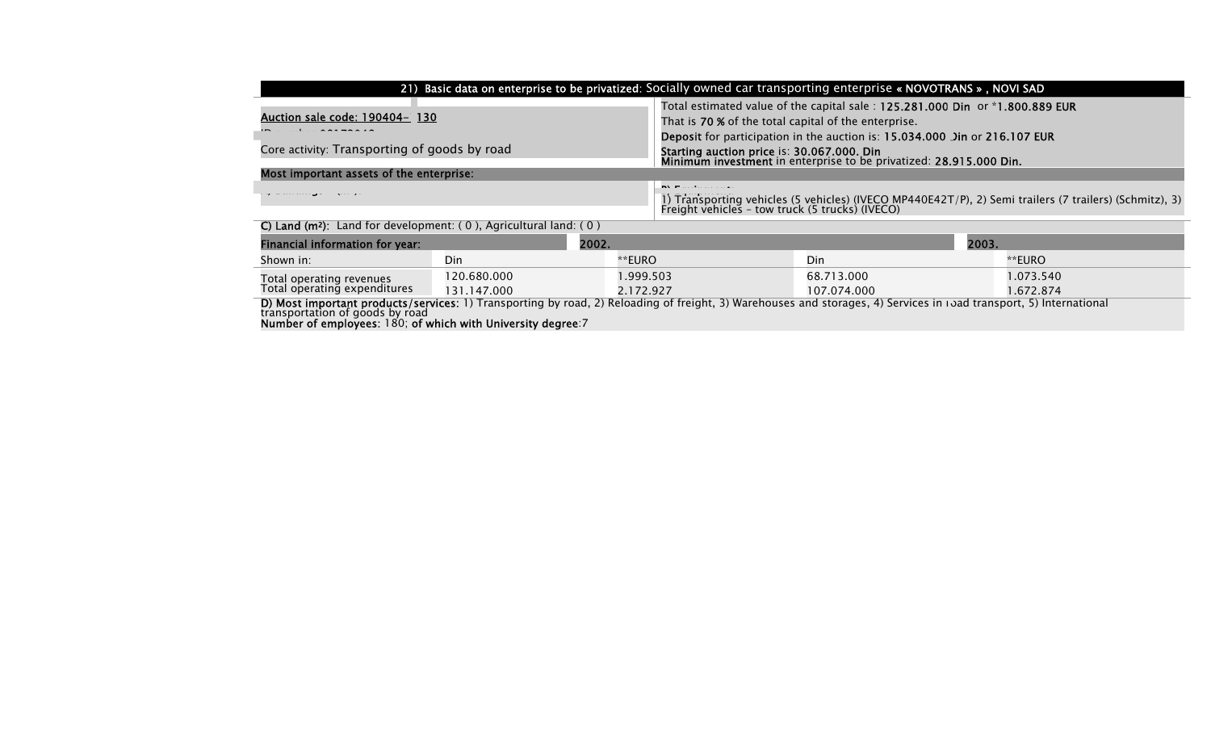**21) Basic data on enterprise to be privatized:** Socially owned car transporting enterprise **« NOVOTRANS » , NOVI SAD**

<u>Auction sale code: 190404- 130</u>

Core activity: Transporting of goods by road

Total estimated value of the capital sale : **125.281.000 Din** or ***1.800.889 EUR**

That is **70 %** of the total capital of the enterprise.

**Deposit** for participation in the auction is: **15.034.000 Din** or **216.107 EUR**

**Starting auction price** is: **30.067.000. Din**

**Minimum investment** in enterprise to be privatized: **28.915.000 Din.**

**Most important assets of the enterprise:**

1) Transporting vehicles (5 vehicles) (IVECO MP440E42T/P), 2) Semi trailers (7 trailers) (Schmitz), 3) Freight vehicles – tow truck (5 trucks) (IVECO)

**C) Land (m²):** Land for development: ( 0 ), Agricultural land: ( 0 )

| Financial information for year: | 2002. | | 2003. | |
|---|---|---|---|---|
| Shown in: | Din | **EURO | Din | **EURO |
| Total operating revenues | 120.680.000 | 1.999.503 | 68.713.000 | 1.073.540 |
| Total operating expenditures | 131.147.000 | 2.172.927 | 107.074.000 | 1.672.874 |

**D) Most important products/services:** 1) Transporting by road, 2) Reloading of freight, 3) Warehouses and storages, 4) Services in road transport, 5) International transportation of goods by road

**Number of employees**: 180; **of which with University degree**:7